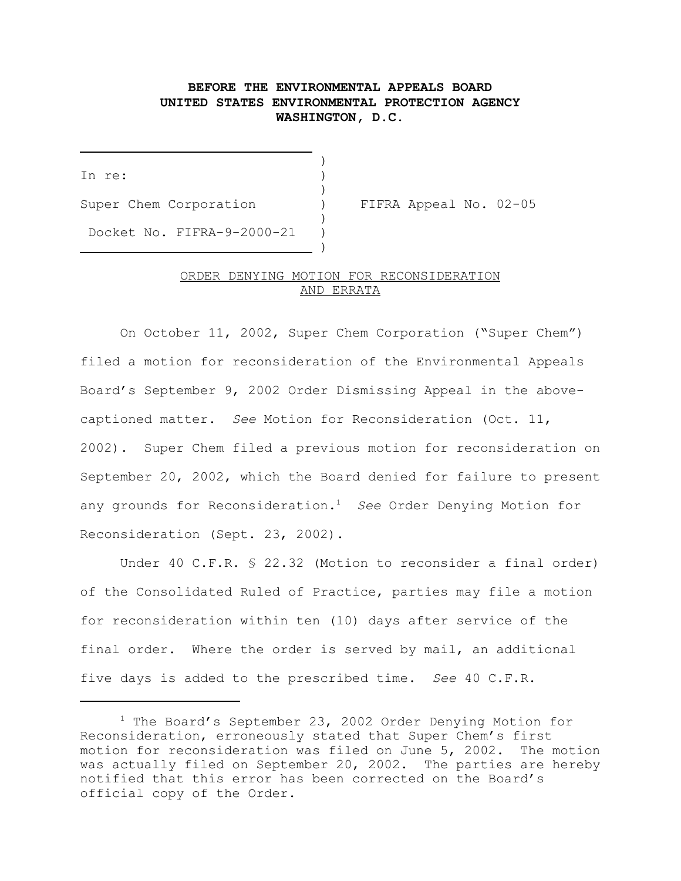**BEFORE THE ENVIRONMENTAL APPEALS BOARD**
**UNITED STATES ENVIRONMENTAL PROTECTION AGENCY**
**WASHINGTON, D.C.**

| | | |
|---|---|---|
| In re: | ) | |
| Super Chem Corporation | ) | FIFRA Appeal No. 02-05 |
| Docket No. FIFRA-9-2000-21 | ) | |

ORDER DENYING MOTION FOR RECONSIDERATION AND ERRATA

On October 11, 2002, Super Chem Corporation ("Super Chem") filed a motion for reconsideration of the Environmental Appeals Board's September 9, 2002 Order Dismissing Appeal in the above-captioned matter. *See* Motion for Reconsideration (Oct. 11, 2002). Super Chem filed a previous motion for reconsideration on September 20, 2002, which the Board denied for failure to present any grounds for Reconsideration.[1] *See* Order Denying Motion for Reconsideration (Sept. 23, 2002).

Under 40 C.F.R. § 22.32 (Motion to reconsider a final order) of the Consolidated Ruled of Practice, parties may file a motion for reconsideration within ten (10) days after service of the final order. Where the order is served by mail, an additional five days is added to the prescribed time. *See* 40 C.F.R.

[1] The Board's September 23, 2002 Order Denying Motion for Reconsideration, erroneously stated that Super Chem's first motion for reconsideration was filed on June 5, 2002. The motion was actually filed on September 20, 2002. The parties are hereby notified that this error has been corrected on the Board's official copy of the Order.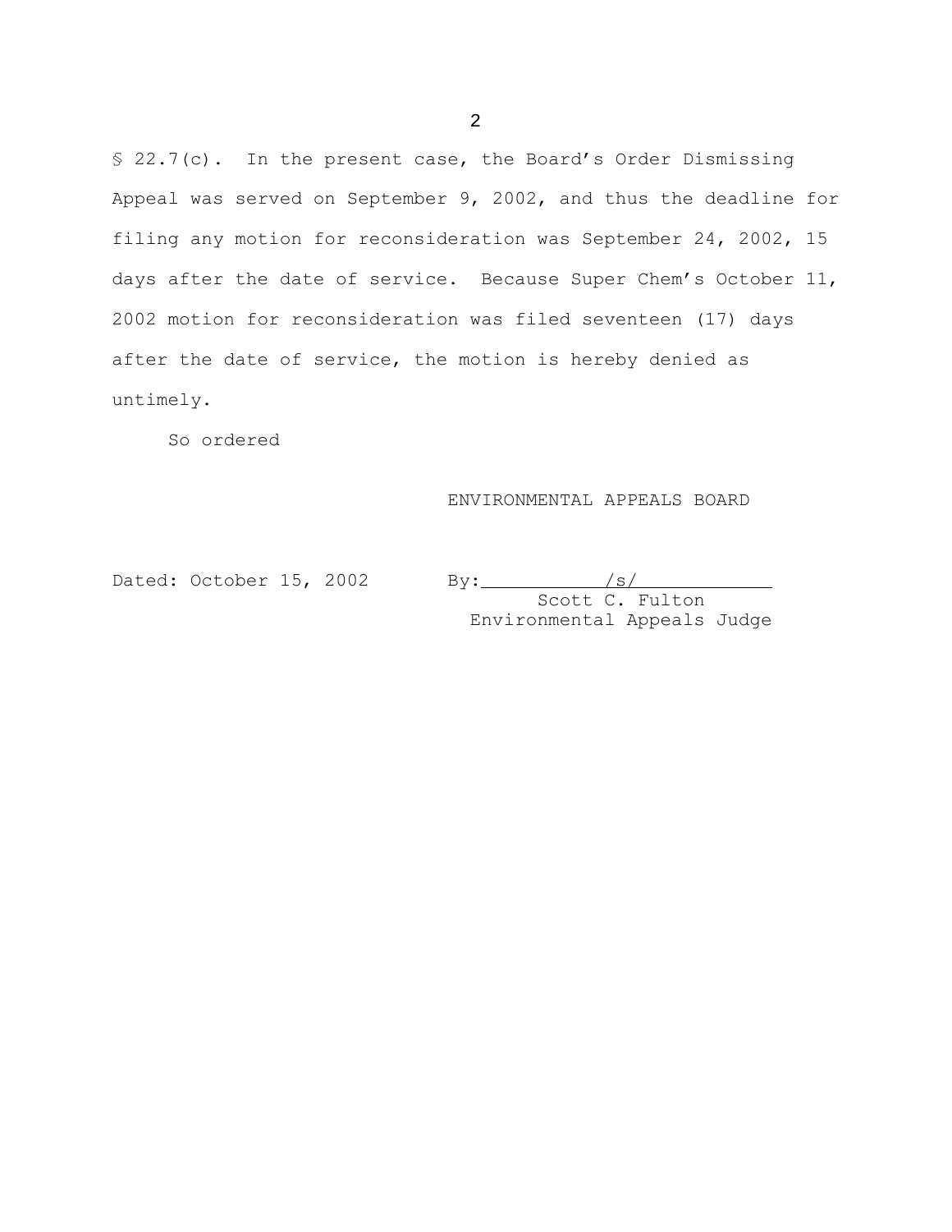§ 22.7(c). In the present case, the Board's Order Dismissing Appeal was served on September 9, 2002, and thus the deadline for filing any motion for reconsideration was September 24, 2002, 15 days after the date of service. Because Super Chem's October 11, 2002 motion for reconsideration was filed seventeen (17) days after the date of service, the motion is hereby denied as untimely.

So ordered

ENVIRONMENTAL APPEALS BOARD

Dated: October 15, 2002

By: /s/
Scott C. Fulton
Environmental Appeals Judge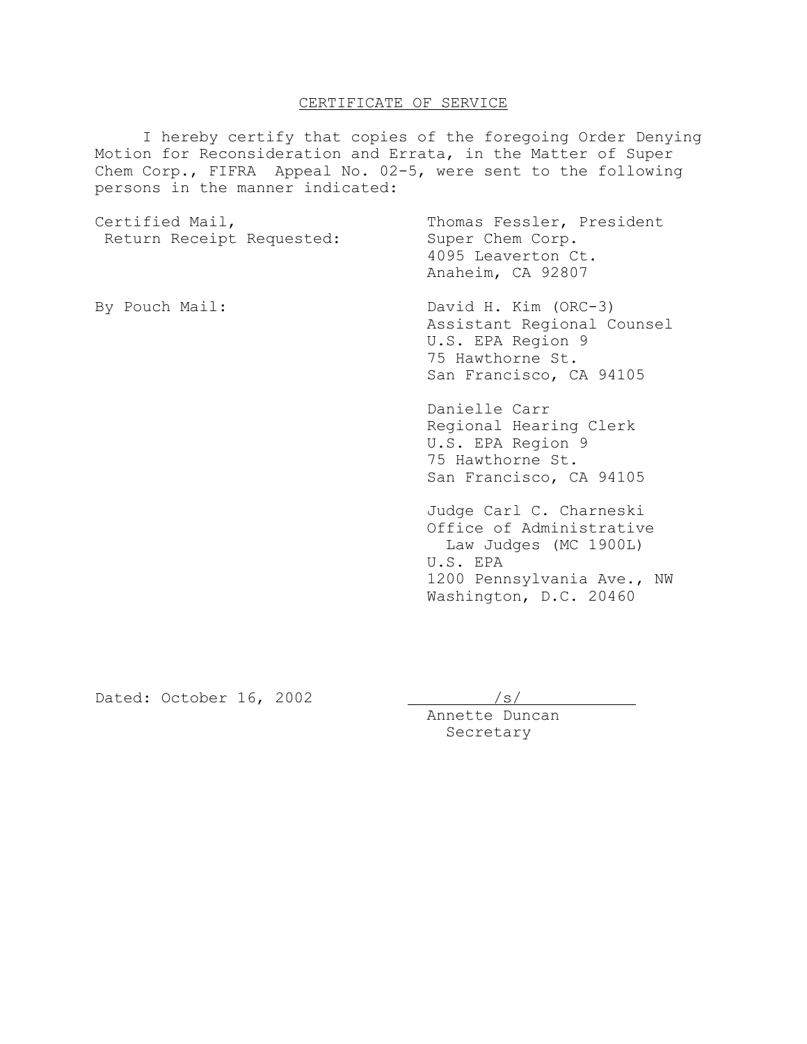## CERTIFICATE OF SERVICE

I hereby certify that copies of the foregoing Order Denying Motion for Reconsideration and Errata, in the Matter of Super Chem Corp., FIFRA Appeal No. 02-5, were sent to the following persons in the manner indicated:

| | |
|---|---|
| Certified Mail, Return Receipt Requested: | Thomas Fessler, President<br>Super Chem Corp.<br>4095 Leaverton Ct.<br>Anaheim, CA 92807 |
| By Pouch Mail: | David H. Kim (ORC-3)<br>Assistant Regional Counsel<br>U.S. EPA Region 9<br>75 Hawthorne St.<br>San Francisco, CA 94105 |
| | Danielle Carr<br>Regional Hearing Clerk<br>U.S. EPA Region 9<br>75 Hawthorne St.<br>San Francisco, CA 94105 |
| | Judge Carl C. Charneski<br>Office of Administrative Law Judges (MC 1900L)<br>U.S. EPA<br>1200 Pennsylvania Ave., NW<br>Washington, D.C. 20460 |

Dated: October 16, 2002

/s/
Annette Duncan
Secretary